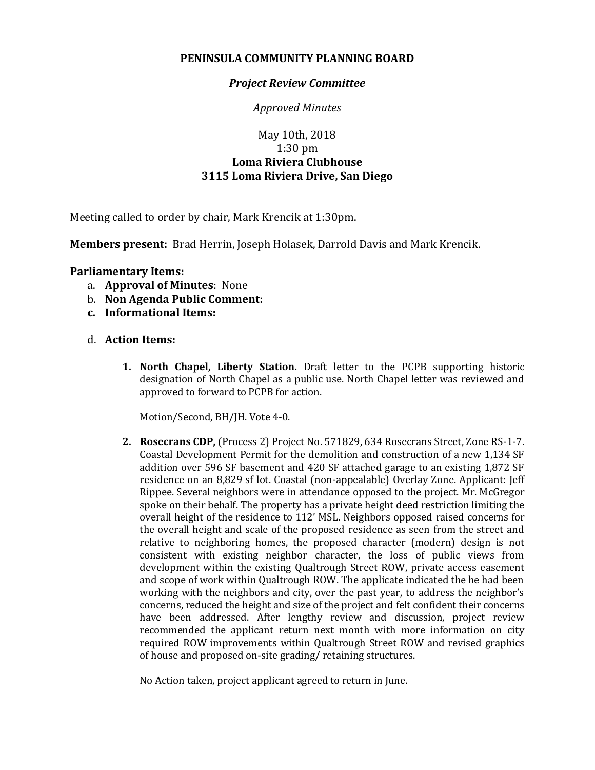**PENINSULA COMMUNITY PLANNING BOARD**

***Project Review Committee***

*Approved Minutes*

May 10th, 2018
1:30 pm
**Loma Riviera Clubhouse**
**3115 Loma Riviera Drive, San Diego**

Meeting called to order by chair, Mark Krencik at 1:30pm.

**Members present:** Brad Herrin, Joseph Holasek, Darrold Davis and Mark Krencik.

**Parliamentary Items:**

a. **Approval of Minutes**: None
b. **Non Agenda Public Comment:**
c. **Informational Items:**

d. **Action Items:**

1. **North Chapel, Liberty Station.** Draft letter to the PCPB supporting historic designation of North Chapel as a public use. North Chapel letter was reviewed and approved to forward to PCPB for action.

   Motion/Second, BH/JH. Vote 4-0.

2. **Rosecrans CDP,** (Process 2) Project No. 571829, 634 Rosecrans Street, Zone RS-1-7. Coastal Development Permit for the demolition and construction of a new 1,134 SF addition over 596 SF basement and 420 SF attached garage to an existing 1,872 SF residence on an 8,829 sf lot. Coastal (non-appealable) Overlay Zone. Applicant: Jeff Rippee. Several neighbors were in attendance opposed to the project. Mr. McGregor spoke on their behalf. The property has a private height deed restriction limiting the overall height of the residence to 112' MSL. Neighbors opposed raised concerns for the overall height and scale of the proposed residence as seen from the street and relative to neighboring homes, the proposed character (modern) design is not consistent with existing neighbor character, the loss of public views from development within the existing Qualtrough Street ROW, private access easement and scope of work within Qualtrough ROW. The applicate indicated the he had been working with the neighbors and city, over the past year, to address the neighbor's concerns, reduced the height and size of the project and felt confident their concerns have been addressed. After lengthy review and discussion, project review recommended the applicant return next month with more information on city required ROW improvements within Qualtrough Street ROW and revised graphics of house and proposed on-site grading/ retaining structures.

   No Action taken, project applicant agreed to return in June.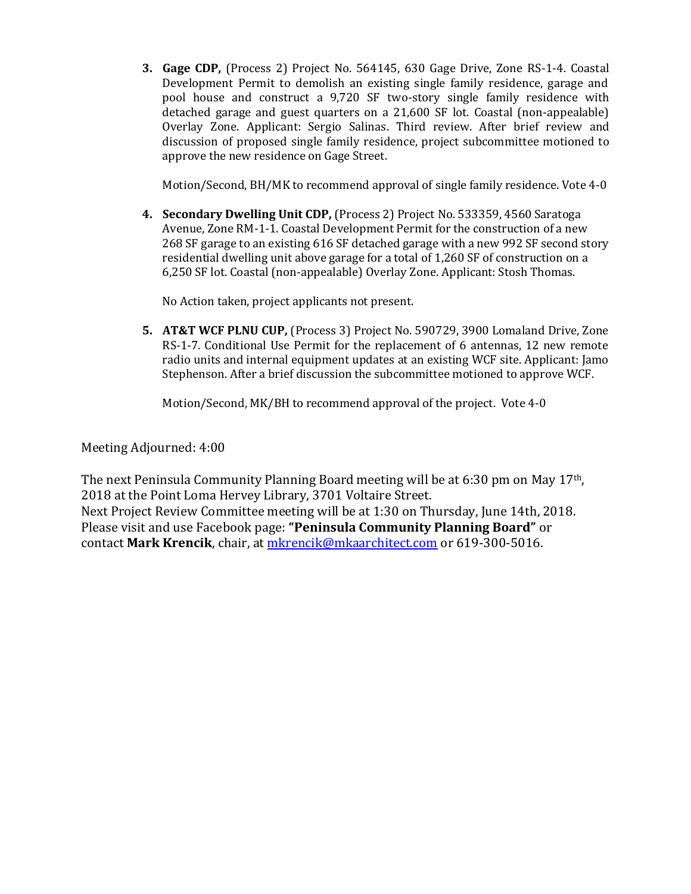3. **Gage CDP,** (Process 2) Project No. 564145, 630 Gage Drive, Zone RS-1-4. Coastal Development Permit to demolish an existing single family residence, garage and pool house and construct a 9,720 SF two-story single family residence with detached garage and guest quarters on a 21,600 SF lot. Coastal (non-appealable) Overlay Zone. Applicant: Sergio Salinas. Third review. After brief review and discussion of proposed single family residence, project subcommittee motioned to approve the new residence on Gage Street.

   Motion/Second, BH/MK to recommend approval of single family residence. Vote 4-0

4. **Secondary Dwelling Unit CDP,** (Process 2) Project No. 533359, 4560 Saratoga Avenue, Zone RM-1-1. Coastal Development Permit for the construction of a new 268 SF garage to an existing 616 SF detached garage with a new 992 SF second story residential dwelling unit above garage for a total of 1,260 SF of construction on a 6,250 SF lot. Coastal (non-appealable) Overlay Zone. Applicant: Stosh Thomas.

   No Action taken, project applicants not present.

5. **AT&T WCF PLNU CUP,** (Process 3) Project No. 590729, 3900 Lomaland Drive, Zone RS-1-7. Conditional Use Permit for the replacement of 6 antennas, 12 new remote radio units and internal equipment updates at an existing WCF site. Applicant: Jamo Stephenson. After a brief discussion the subcommittee motioned to approve WCF.

   Motion/Second, MK/BH to recommend approval of the project. Vote 4-0

Meeting Adjourned: 4:00

The next Peninsula Community Planning Board meeting will be at 6:30 pm on May 17th, 2018 at the Point Loma Hervey Library, 3701 Voltaire Street.
Next Project Review Committee meeting will be at 1:30 on Thursday, June 14th, 2018.
Please visit and use Facebook page: **"Peninsula Community Planning Board"** or contact **Mark Krencik**, chair, at mkrencik@mkaarchitect.com or 619-300-5016.